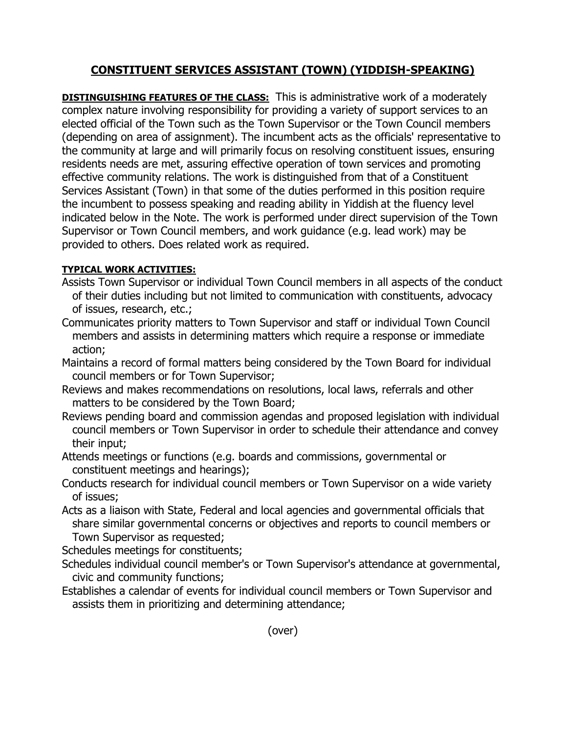# CONSTITUENT SERVICES ASSISTANT (TOWN) (YIDDISH-SPEAKING)

**DISTINGUISHING FEATURES OF THE CLASS:** This is administrative work of a moderately complex nature involving responsibility for providing a variety of support services to an elected official of the Town such as the Town Supervisor or the Town Council members (depending on area of assignment). The incumbent acts as the officials' representative to the community at large and will primarily focus on resolving constituent issues, ensuring residents needs are met, assuring effective operation of town services and promoting effective community relations. The work is distinguished from that of a Constituent Services Assistant (Town) in that some of the duties performed in this position require the incumbent to possess speaking and reading ability in Yiddish at the fluency level indicated below in the Note. The work is performed under direct supervision of the Town Supervisor or Town Council members, and work guidance (e.g. lead work) may be provided to others. Does related work as required.

**TYPICAL WORK ACTIVITIES:**

Assists Town Supervisor or individual Town Council members in all aspects of the conduct of their duties including but not limited to communication with constituents, advocacy of issues, research, etc.;

Communicates priority matters to Town Supervisor and staff or individual Town Council members and assists in determining matters which require a response or immediate action;

Maintains a record of formal matters being considered by the Town Board for individual council members or for Town Supervisor;

Reviews and makes recommendations on resolutions, local laws, referrals and other matters to be considered by the Town Board;

Reviews pending board and commission agendas and proposed legislation with individual council members or Town Supervisor in order to schedule their attendance and convey their input;

Attends meetings or functions (e.g. boards and commissions, governmental or constituent meetings and hearings);

Conducts research for individual council members or Town Supervisor on a wide variety of issues;

Acts as a liaison with State, Federal and local agencies and governmental officials that share similar governmental concerns or objectives and reports to council members or Town Supervisor as requested;

Schedules meetings for constituents;

Schedules individual council member's or Town Supervisor's attendance at governmental, civic and community functions;

Establishes a calendar of events for individual council members or Town Supervisor and assists them in prioritizing and determining attendance;

(over)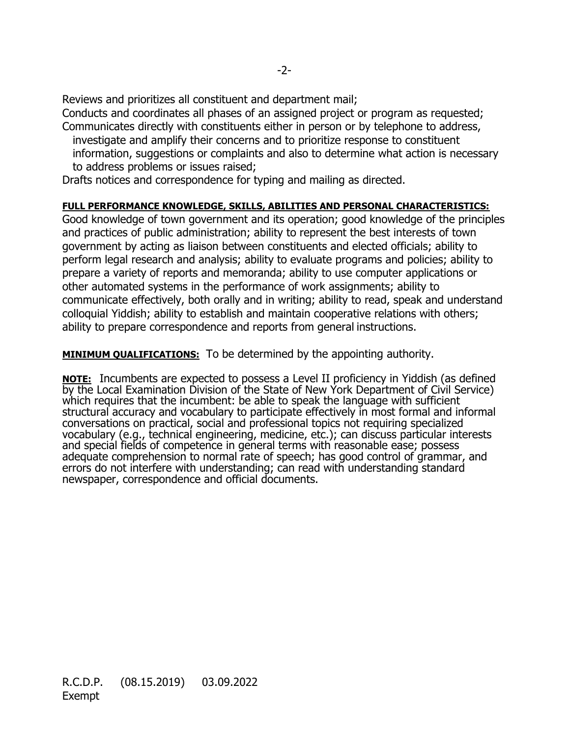Reviews and prioritizes all constituent and department mail;

Conducts and coordinates all phases of an assigned project or program as requested;

Communicates directly with constituents either in person or by telephone to address, investigate and amplify their concerns and to prioritize response to constituent information, suggestions or complaints and also to determine what action is necessary to address problems or issues raised;

Drafts notices and correspondence for typing and mailing as directed.

**FULL PERFORMANCE KNOWLEDGE, SKILLS, ABILITIES AND PERSONAL CHARACTERISTICS:**

Good knowledge of town government and its operation; good knowledge of the principles and practices of public administration; ability to represent the best interests of town government by acting as liaison between constituents and elected officials; ability to perform legal research and analysis; ability to evaluate programs and policies; ability to prepare a variety of reports and memoranda; ability to use computer applications or other automated systems in the performance of work assignments; ability to communicate effectively, both orally and in writing; ability to read, speak and understand colloquial Yiddish; ability to establish and maintain cooperative relations with others; ability to prepare correspondence and reports from general instructions.

**MINIMUM QUALIFICATIONS:** To be determined by the appointing authority.

**NOTE:** Incumbents are expected to possess a Level II proficiency in Yiddish (as defined by the Local Examination Division of the State of New York Department of Civil Service) which requires that the incumbent: be able to speak the language with sufficient structural accuracy and vocabulary to participate effectively in most formal and informal conversations on practical, social and professional topics not requiring specialized vocabulary (e.g., technical engineering, medicine, etc.); can discuss particular interests and special fields of competence in general terms with reasonable ease; possess adequate comprehension to normal rate of speech; has good control of grammar, and errors do not interfere with understanding; can read with understanding standard newspaper, correspondence and official documents.

R.C.D.P. (08.15.2019) 03.09.2022
Exempt